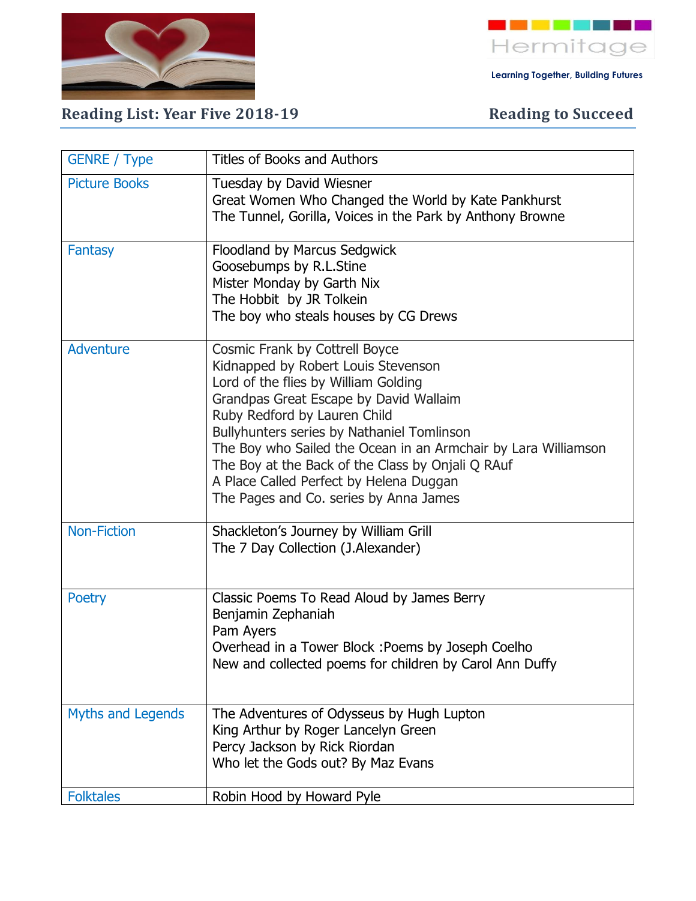Hermitage

Learning Together, Building Futures

## Reading List: Year Five 2018-19

## Reading to Succeed

| GENRE / Type | Titles of Books and Authors |
| --- | --- |
| Picture Books | Tuesday by David Wiesner<br>Great Women Who Changed the World by Kate Pankhurst<br>The Tunnel, Gorilla, Voices in the Park by Anthony Browne |
| Fantasy | Floodland by Marcus Sedgwick<br>Goosebumps by R.L.Stine<br>Mister Monday by Garth Nix<br>The Hobbit by JR Tolkein<br>The boy who steals houses by CG Drews |
| Adventure | Cosmic Frank by Cottrell Boyce<br>Kidnapped by Robert Louis Stevenson<br>Lord of the flies by William Golding<br>Grandpas Great Escape by David Wallaim<br>Ruby Redford by Lauren Child<br>Bullyhunters series by Nathaniel Tomlinson<br>The Boy who Sailed the Ocean in an Armchair by Lara Williamson<br>The Boy at the Back of the Class by Onjali Q RAuf<br>A Place Called Perfect by Helena Duggan<br>The Pages and Co. series by Anna James |
| Non-Fiction | Shackleton's Journey by William Grill<br>The 7 Day Collection (J.Alexander) |
| Poetry | Classic Poems To Read Aloud by James Berry<br>Benjamin Zephaniah<br>Pam Ayers<br>Overhead in a Tower Block :Poems by Joseph Coelho<br>New and collected poems for children by Carol Ann Duffy |
| Myths and Legends | The Adventures of Odysseus by Hugh Lupton<br>King Arthur by Roger Lancelyn Green<br>Percy Jackson by Rick Riordan<br>Who let the Gods out? By Maz Evans |
| Folktales | Robin Hood by Howard Pyle |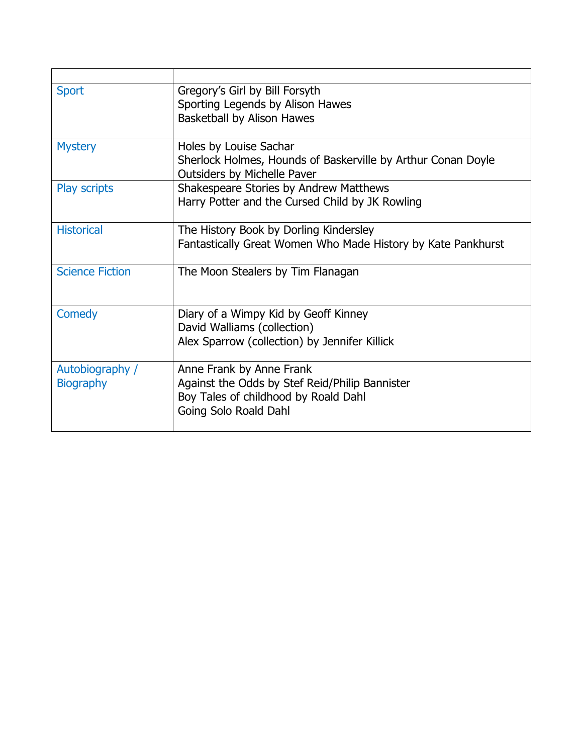| | |
|---|---|
| Sport | Gregory's Girl by Bill Forsyth<br>Sporting Legends by Alison Hawes<br>Basketball by Alison Hawes |
| Mystery | Holes by Louise Sachar<br>Sherlock Holmes, Hounds of Baskerville by Arthur Conan Doyle<br>Outsiders by Michelle Paver |
| Play scripts | Shakespeare Stories by Andrew Matthews<br>Harry Potter and the Cursed Child by JK Rowling |
| Historical | The History Book by Dorling Kindersley<br>Fantastically Great Women Who Made History by Kate Pankhurst |
| Science Fiction | The Moon Stealers by Tim Flanagan |
| Comedy | Diary of a Wimpy Kid by Geoff Kinney<br>David Walliams (collection)<br>Alex Sparrow (collection) by Jennifer Killick |
| Autobiography / Biography | Anne Frank by Anne Frank<br>Against the Odds by Stef Reid/Philip Bannister<br>Boy Tales of childhood by Roald Dahl<br>Going Solo Roald Dahl |